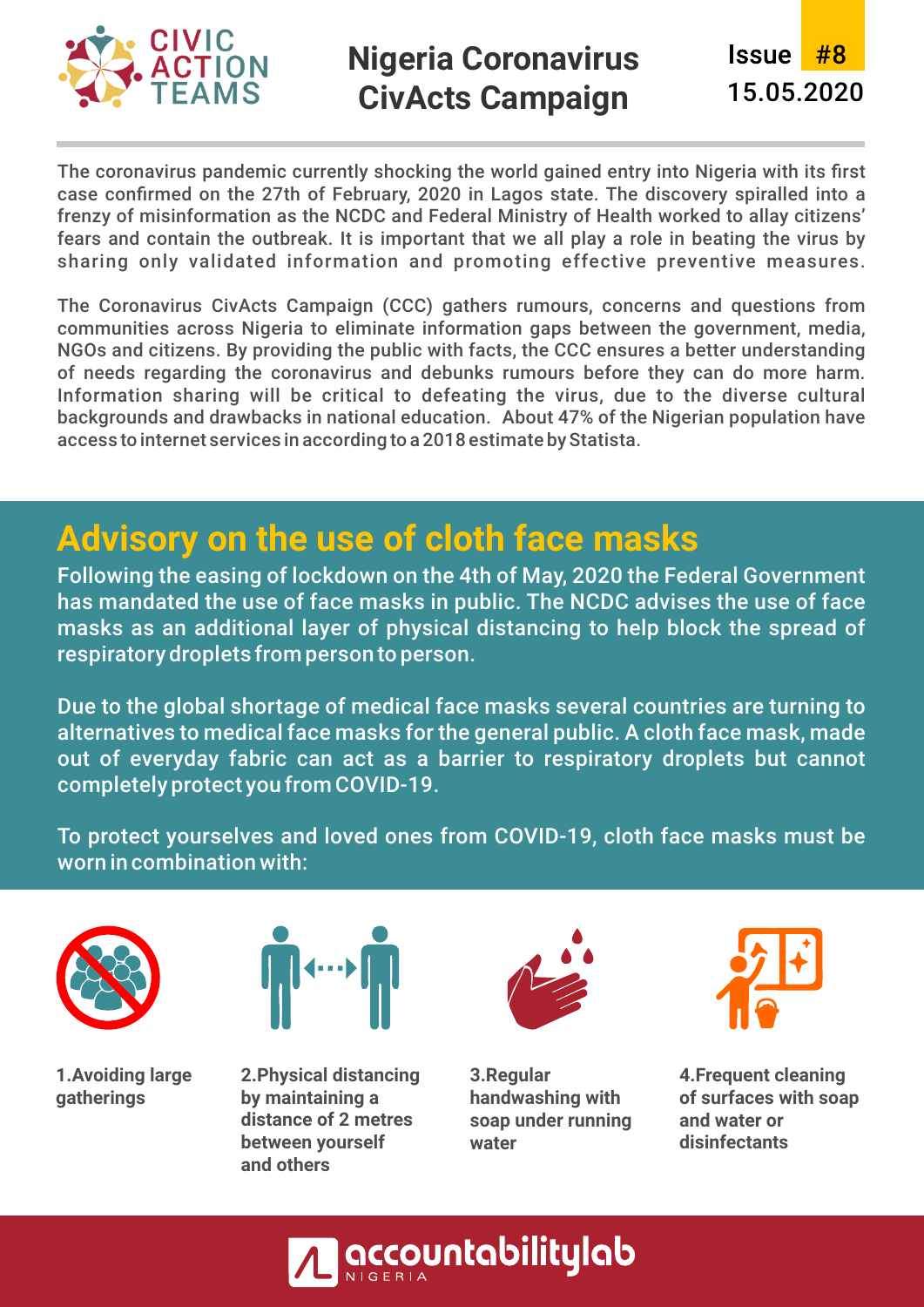CIVIC ACTION TEAMS

# Nigeria Coronavirus CivActs Campaign

Issue #8
15.05.2020

The coronavirus pandemic currently shocking the world gained entry into Nigeria with its first case confirmed on the 27th of February, 2020 in Lagos state. The discovery spiralled into a frenzy of misinformation as the NCDC and Federal Ministry of Health worked to allay citizens' fears and contain the outbreak. It is important that we all play a role in beating the virus by sharing only validated information and promoting effective preventive measures.

The Coronavirus CivActs Campaign (CCC) gathers rumours, concerns and questions from communities across Nigeria to eliminate information gaps between the government, media, NGOs and citizens. By providing the public with facts, the CCC ensures a better understanding of needs regarding the coronavirus and debunks rumours before they can do more harm. Information sharing will be critical to defeating the virus, due to the diverse cultural backgrounds and drawbacks in national education. About 47% of the Nigerian population have access to internet services in according to a 2018 estimate by Statista.

## Advisory on the use of cloth face masks

Following the easing of lockdown on the 4th of May, 2020 the Federal Government has mandated the use of face masks in public. The NCDC advises the use of face masks as an additional layer of physical distancing to help block the spread of respiratory droplets from person to person.

Due to the global shortage of medical face masks several countries are turning to alternatives to medical face masks for the general public. A cloth face mask, made out of everyday fabric can act as a barrier to respiratory droplets but cannot completely protect you from COVID-19.

To protect yourselves and loved ones from COVID-19, cloth face masks must be worn in combination with:

1. **Avoiding large gatherings**
2. **Physical distancing by maintaining a distance of 2 metres between yourself and others**
3. **Regular handwashing with soap under running water**
4. **Frequent cleaning of surfaces with soap and water or disinfectants**

accountabilitylab NIGERIA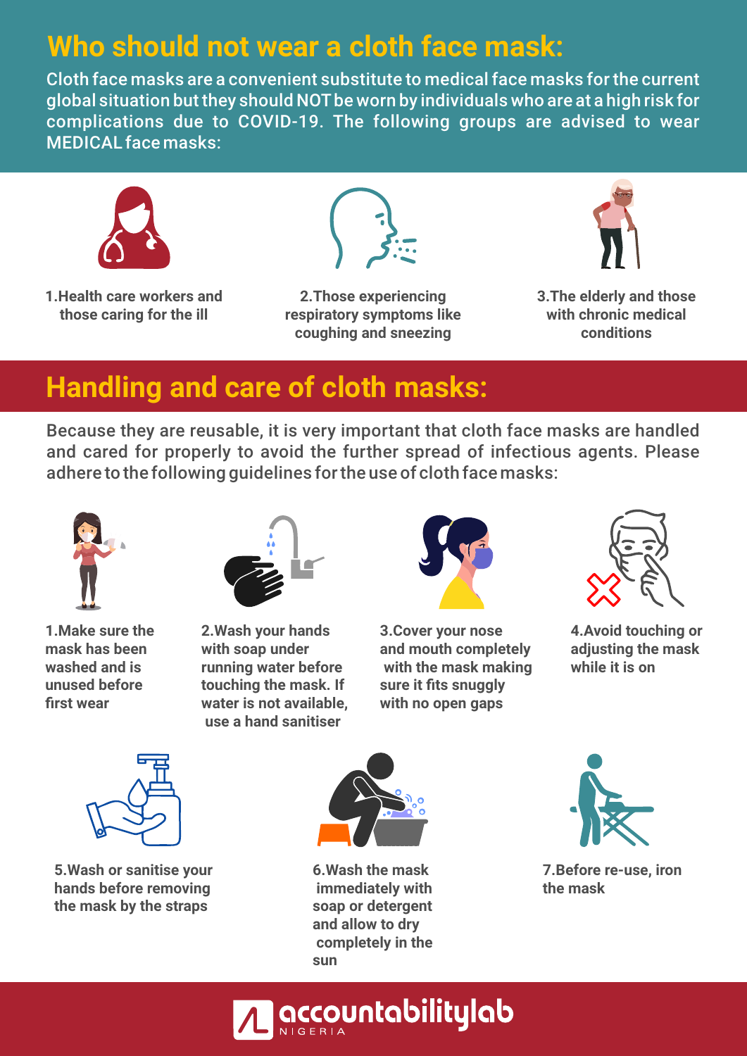## Who should not wear a cloth face mask:

Cloth face masks are a convenient substitute to medical face masks for the current global situation but they should NOT be worn by individuals who are at a high risk for complications due to COVID-19. The following groups are advised to wear MEDICAL face masks:

1. Health care workers and those caring for the ill
2. Those experiencing respiratory symptoms like coughing and sneezing
3. The elderly and those with chronic medical conditions

## Handling and care of cloth masks:

Because they are reusable, it is very important that cloth face masks are handled and cared for properly to avoid the further spread of infectious agents. Please adhere to the following guidelines for the use of cloth face masks:

1. Make sure the mask has been washed and is unused before first wear
2. Wash your hands with soap under running water before touching the mask. If water is not available, use a hand sanitiser
3. Cover your nose and mouth completely with the mask making sure it fits snuggly with no open gaps
4. Avoid touching or adjusting the mask while it is on
5. Wash or sanitise your hands before removing the mask by the straps
6. Wash the mask immediately with soap or detergent and allow to dry completely in the sun
7. Before re-use, iron the mask

accountabilitylab NIGERIA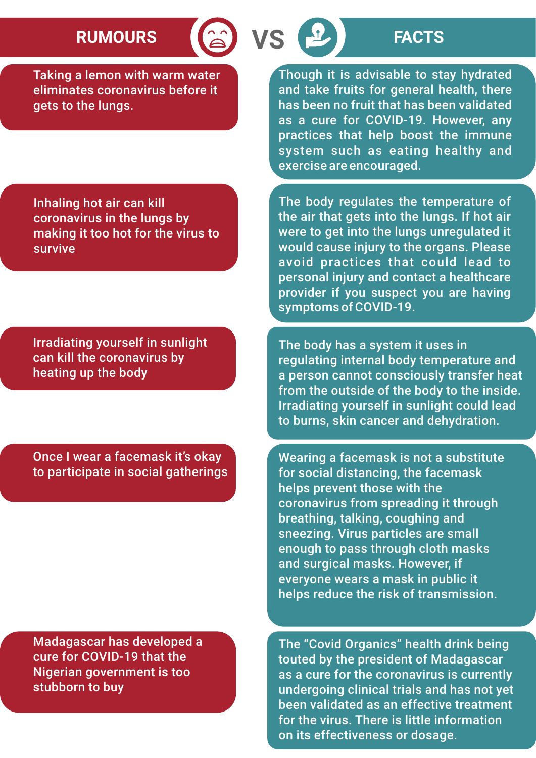| RUMOURS | FACTS |
| --- | --- |
| Taking a lemon with warm water eliminates coronavirus before it gets to the lungs. | Though it is advisable to stay hydrated and take fruits for general health, there has been no fruit that has been validated as a cure for COVID-19. However, any practices that help boost the immune system such as eating healthy and exercise are encouraged. |
| Inhaling hot air can kill coronavirus in the lungs by making it too hot for the virus to survive | The body regulates the temperature of the air that gets into the lungs. If hot air were to get into the lungs unregulated it would cause injury to the organs. Please avoid practices that could lead to personal injury and contact a healthcare provider if you suspect you are having symptoms of COVID-19. |
| Irradiating yourself in sunlight can kill the coronavirus by heating up the body | The body has a system it uses in regulating internal body temperature and a person cannot consciously transfer heat from the outside of the body to the inside. Irradiating yourself in sunlight could lead to burns, skin cancer and dehydration. |
| Once I wear a facemask it's okay to participate in social gatherings | Wearing a facemask is not a substitute for social distancing, the facemask helps prevent those with the coronavirus from spreading it through breathing, talking, coughing and sneezing. Virus particles are small enough to pass through cloth masks and surgical masks. However, if everyone wears a mask in public it helps reduce the risk of transmission. |
| Madagascar has developed a cure for COVID-19 that the Nigerian government is too stubborn to buy | The "Covid Organics" health drink being touted by the president of Madagascar as a cure for the coronavirus is currently undergoing clinical trials and has not yet been validated as an effective treatment for the virus. There is little information on its effectiveness or dosage. |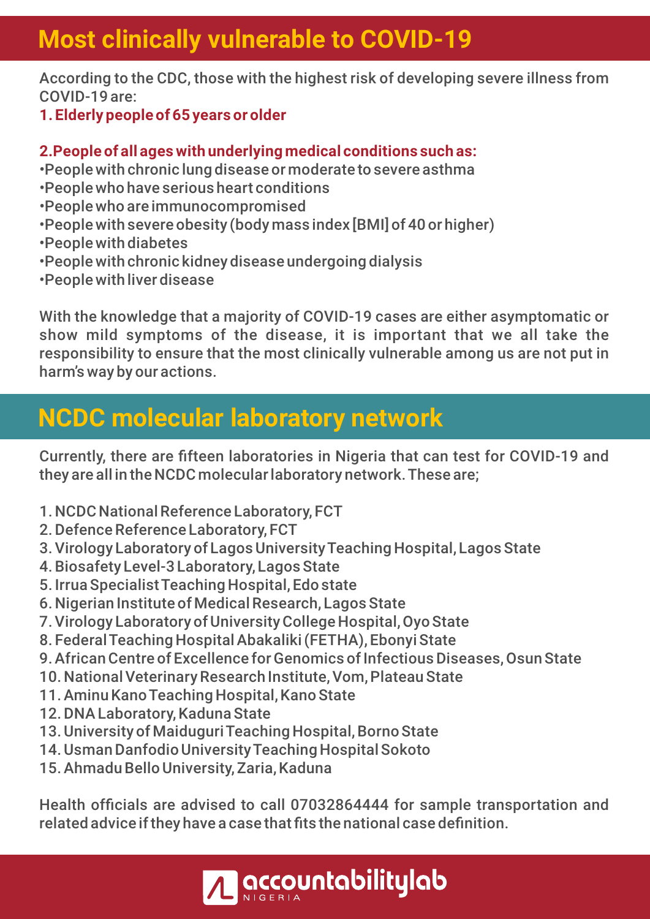## Most clinically vulnerable to COVID-19

According to the CDC, those with the highest risk of developing severe illness from COVID-19 are:

**1. Elderly people of 65 years or older**

**2.People of all ages with underlying medical conditions such as:**

- People with chronic lung disease or moderate to severe asthma
- People who have serious heart conditions
- People who are immunocompromised
- People with severe obesity (body mass index [BMI] of 40 or higher)
- People with diabetes
- People with chronic kidney disease undergoing dialysis
- People with liver disease

With the knowledge that a majority of COVID-19 cases are either asymptomatic or show mild symptoms of the disease, it is important that we all take the responsibility to ensure that the most clinically vulnerable among us are not put in harm's way by our actions.

## NCDC molecular laboratory network

Currently, there are fifteen laboratories in Nigeria that can test for COVID-19 and they are all in the NCDC molecular laboratory network. These are;

1. NCDC National Reference Laboratory, FCT
2. Defence Reference Laboratory, FCT
3. Virology Laboratory of Lagos University Teaching Hospital, Lagos State
4. Biosafety Level-3 Laboratory, Lagos State
5. Irrua Specialist Teaching Hospital, Edo state
6. Nigerian Institute of Medical Research, Lagos State
7. Virology Laboratory of University College Hospital, Oyo State
8. Federal Teaching Hospital Abakaliki (FETHA), Ebonyi State
9. African Centre of Excellence for Genomics of Infectious Diseases, Osun State
10. National Veterinary Research Institute, Vom, Plateau State
11. Aminu Kano Teaching Hospital, Kano State
12. DNA Laboratory, Kaduna State
13. University of Maiduguri Teaching Hospital, Borno State
14. Usman Danfodio University Teaching Hospital Sokoto
15. Ahmadu Bello University, Zaria, Kaduna

Health officials are advised to call 07032864444 for sample transportation and related advice if they have a case that fits the national case definition.

accountabilitylab NIGERIA